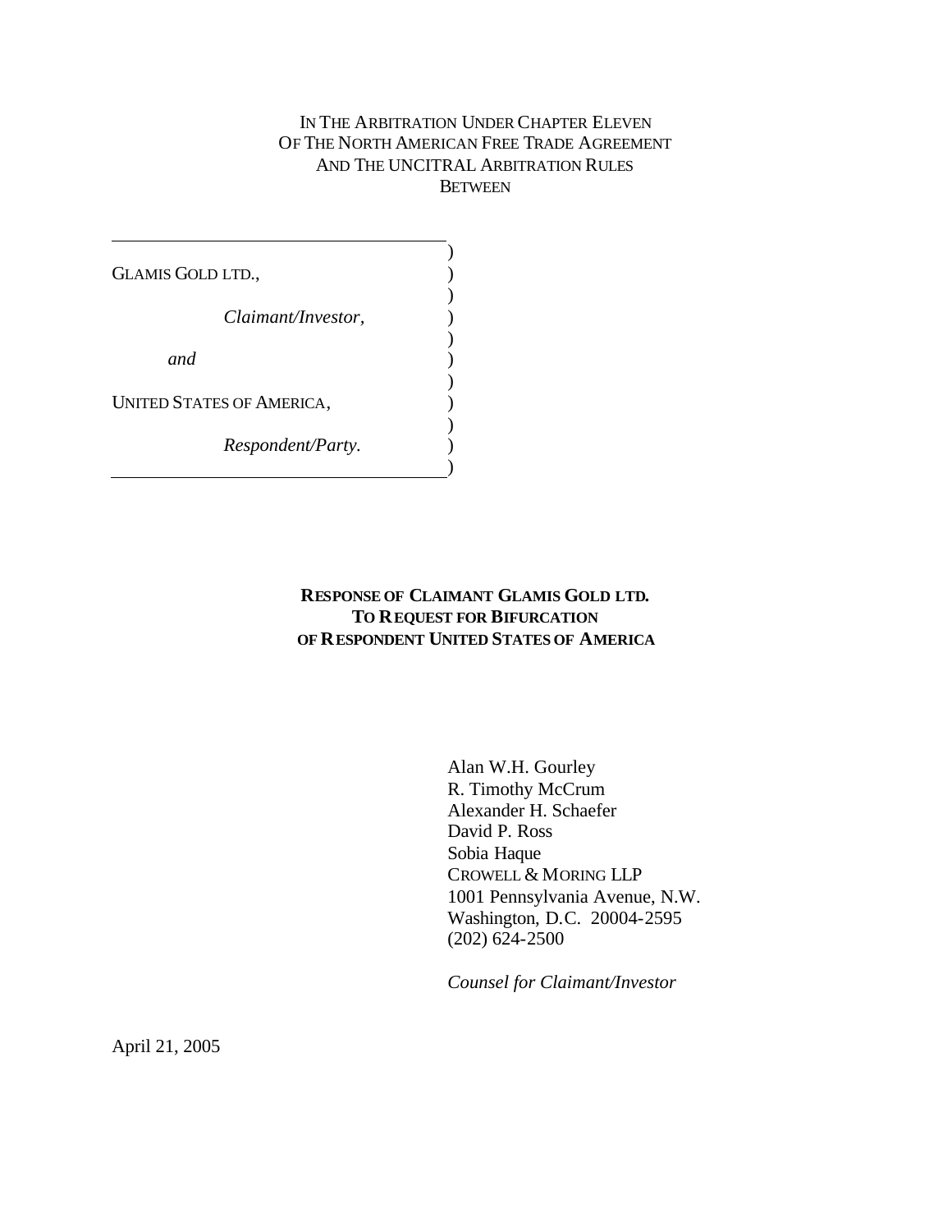IN THE ARBITRATION UNDER CHAPTER ELEVEN
OF THE NORTH AMERICAN FREE TRADE AGREEMENT
AND THE UNCITRAL ARBITRATION RULES
BETWEEN

GLAMIS GOLD LTD.,

*Claimant/Investor,*

*and*

UNITED STATES OF AMERICA,

*Respondent/Party.*

**RESPONSE OF CLAIMANT GLAMIS GOLD LTD.
TO REQUEST FOR BIFURCATION
OF RESPONDENT UNITED STATES OF AMERICA**

Alan W.H. Gourley
R. Timothy McCrum
Alexander H. Schaefer
David P. Ross
Sobia Haque
CROWELL & MORING LLP
1001 Pennsylvania Avenue, N.W.
Washington, D.C. 20004-2595
(202) 624-2500

*Counsel for Claimant/Investor*

April 21, 2005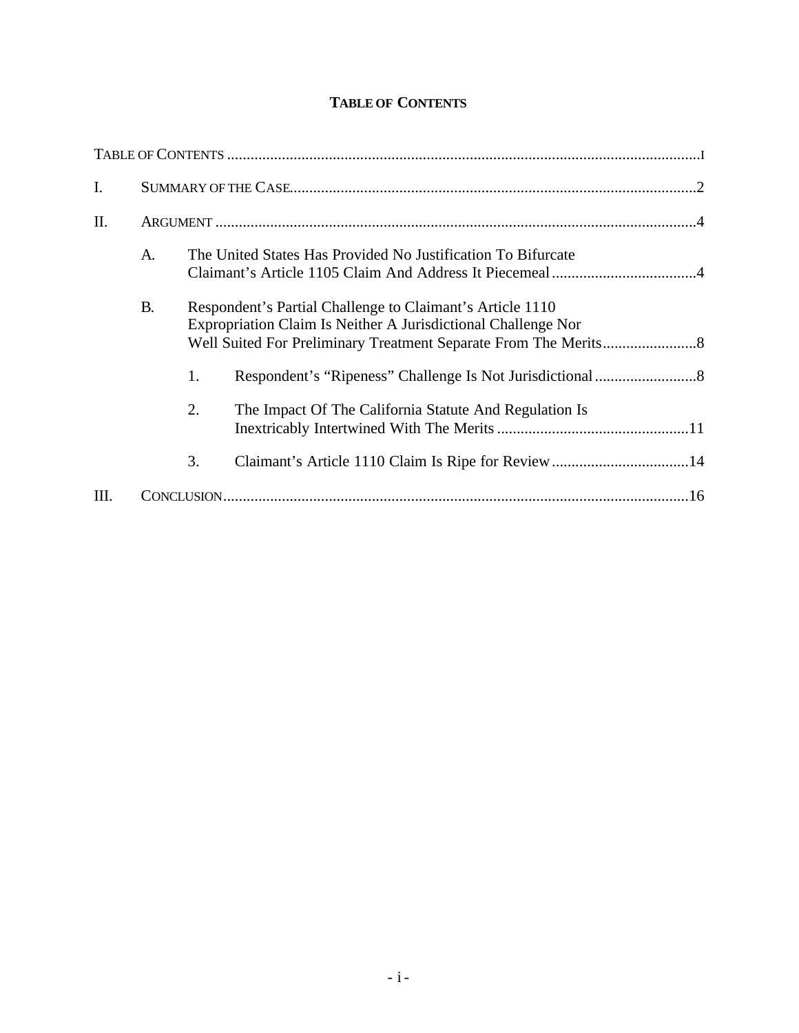# TABLE OF CONTENTS

TABLE OF CONTENTS ............................................................................................................I

I. SUMMARY OF THE CASE.........................................................................................................2

II. ARGUMENT ...........................................................................................................................4

- A. The United States Has Provided No Justification To Bifurcate Claimant's Article 1105 Claim And Address It Piecemeal.....................................4
- B. Respondent's Partial Challenge to Claimant's Article 1110 Expropriation Claim Is Neither A Jurisdictional Challenge Nor Well Suited For Preliminary Treatment Separate From The Merits........................8
  1. Respondent's "Ripeness" Challenge Is Not Jurisdictional..........................8
  2. The Impact Of The California Statute And Regulation Is Inextricably Intertwined With The Merits .................................................11
  3. Claimant's Article 1110 Claim Is Ripe for Review...................................14

III. CONCLUSION.......................................................................................................................16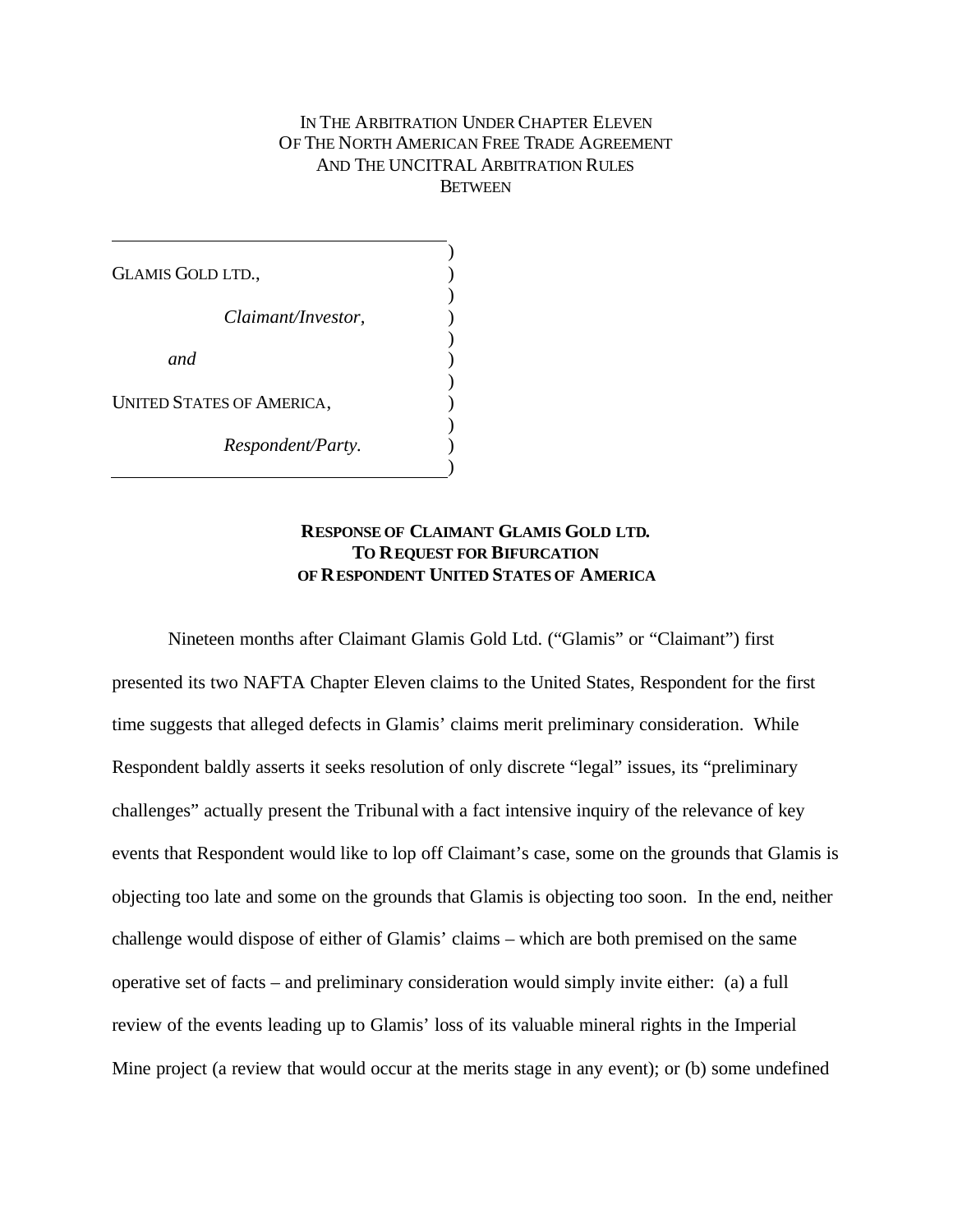IN THE ARBITRATION UNDER CHAPTER ELEVEN
OF THE NORTH AMERICAN FREE TRADE AGREEMENT
AND THE UNCITRAL ARBITRATION RULES
BETWEEN

GLAMIS GOLD LTD.,

*Claimant/Investor,*

*and*

UNITED STATES OF AMERICA,

*Respondent/Party.*

**RESPONSE OF CLAIMANT GLAMIS GOLD LTD.**
**TO REQUEST FOR BIFURCATION**
**OF RESPONDENT UNITED STATES OF AMERICA**

Nineteen months after Claimant Glamis Gold Ltd. ("Glamis" or "Claimant") first presented its two NAFTA Chapter Eleven claims to the United States, Respondent for the first time suggests that alleged defects in Glamis' claims merit preliminary consideration. While Respondent baldly asserts it seeks resolution of only discrete "legal" issues, its "preliminary challenges" actually present the Tribunal with a fact intensive inquiry of the relevance of key events that Respondent would like to lop off Claimant's case, some on the grounds that Glamis is objecting too late and some on the grounds that Glamis is objecting too soon. In the end, neither challenge would dispose of either of Glamis' claims – which are both premised on the same operative set of facts – and preliminary consideration would simply invite either: (a) a full review of the events leading up to Glamis' loss of its valuable mineral rights in the Imperial Mine project (a review that would occur at the merits stage in any event); or (b) some undefined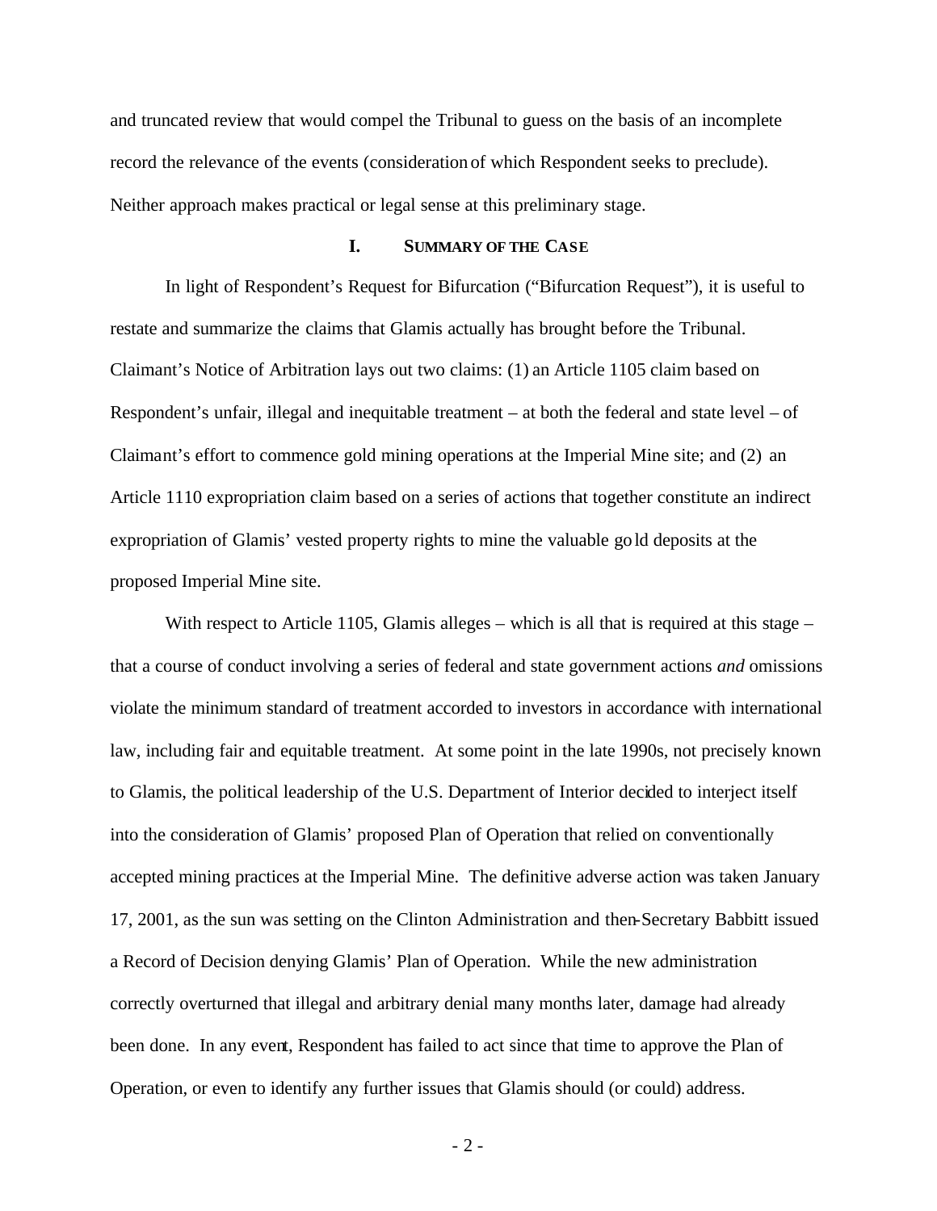and truncated review that would compel the Tribunal to guess on the basis of an incomplete record the relevance of the events (consideration of which Respondent seeks to preclude). Neither approach makes practical or legal sense at this preliminary stage.

## I. SUMMARY OF THE CASE

In light of Respondent's Request for Bifurcation ("Bifurcation Request"), it is useful to restate and summarize the claims that Glamis actually has brought before the Tribunal. Claimant's Notice of Arbitration lays out two claims: (1) an Article 1105 claim based on Respondent's unfair, illegal and inequitable treatment – at both the federal and state level – of Claimant's effort to commence gold mining operations at the Imperial Mine site; and (2) an Article 1110 expropriation claim based on a series of actions that together constitute an indirect expropriation of Glamis' vested property rights to mine the valuable gold deposits at the proposed Imperial Mine site.

With respect to Article 1105, Glamis alleges – which is all that is required at this stage – that a course of conduct involving a series of federal and state government actions *and* omissions violate the minimum standard of treatment accorded to investors in accordance with international law, including fair and equitable treatment. At some point in the late 1990s, not precisely known to Glamis, the political leadership of the U.S. Department of Interior decided to interject itself into the consideration of Glamis' proposed Plan of Operation that relied on conventionally accepted mining practices at the Imperial Mine. The definitive adverse action was taken January 17, 2001, as the sun was setting on the Clinton Administration and then-Secretary Babbitt issued a Record of Decision denying Glamis' Plan of Operation. While the new administration correctly overturned that illegal and arbitrary denial many months later, damage had already been done. In any event, Respondent has failed to act since that time to approve the Plan of Operation, or even to identify any further issues that Glamis should (or could) address.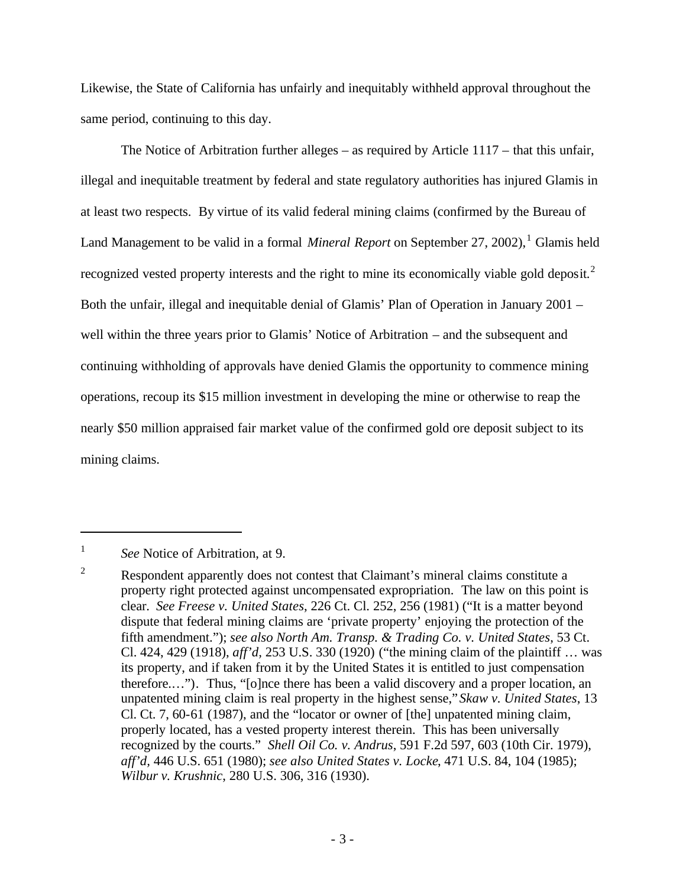Likewise, the State of California has unfairly and inequitably withheld approval throughout the same period, continuing to this day.

The Notice of Arbitration further alleges – as required by Article 1117 – that this unfair, illegal and inequitable treatment by federal and state regulatory authorities has injured Glamis in at least two respects. By virtue of its valid federal mining claims (confirmed by the Bureau of Land Management to be valid in a formal *Mineral Report* on September 27, 2002),[1] Glamis held recognized vested property interests and the right to mine its economically viable gold deposit.[2] Both the unfair, illegal and inequitable denial of Glamis' Plan of Operation in January 2001 – well within the three years prior to Glamis' Notice of Arbitration – and the subsequent and continuing withholding of approvals have denied Glamis the opportunity to commence mining operations, recoup its $15 million investment in developing the mine or otherwise to reap the nearly $50 million appraised fair market value of the confirmed gold ore deposit subject to its mining claims.

---

[1] *See* Notice of Arbitration, at 9.

[2] Respondent apparently does not contest that Claimant's mineral claims constitute a property right protected against uncompensated expropriation. The law on this point is clear. *See Freese v. United States*, 226 Ct. Cl. 252, 256 (1981) ("It is a matter beyond dispute that federal mining claims are 'private property' enjoying the protection of the fifth amendment."); *see also North Am. Transp. & Trading Co. v. United States*, 53 Ct. Cl. 424, 429 (1918), *aff'd*, 253 U.S. 330 (1920) ("the mining claim of the plaintiff … was its property, and if taken from it by the United States it is entitled to just compensation therefore.…"). Thus, "[o]nce there has been a valid discovery and a proper location, an unpatented mining claim is real property in the highest sense," *Skaw v. United States*, 13 Cl. Ct. 7, 60-61 (1987), and the "locator or owner of [the] unpatented mining claim, properly located, has a vested property interest therein. This has been universally recognized by the courts." *Shell Oil Co. v. Andrus*, 591 F.2d 597, 603 (10th Cir. 1979), *aff'd*, 446 U.S. 651 (1980); *see also United States v. Locke*, 471 U.S. 84, 104 (1985); *Wilbur v. Krushnic*, 280 U.S. 306, 316 (1930).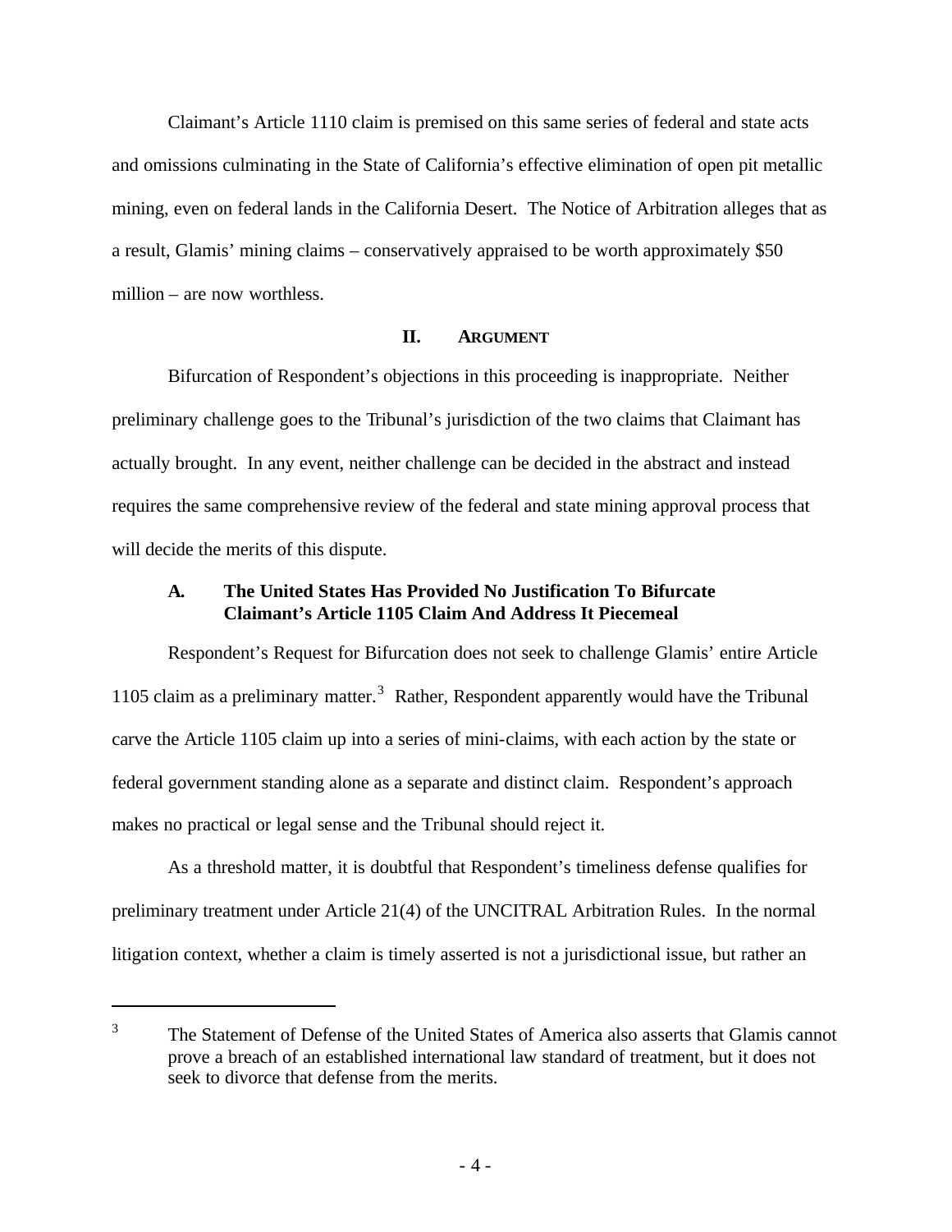Claimant's Article 1110 claim is premised on this same series of federal and state acts and omissions culminating in the State of California's effective elimination of open pit metallic mining, even on federal lands in the California Desert. The Notice of Arbitration alleges that as a result, Glamis' mining claims – conservatively appraised to be worth approximately $50 million – are now worthless.

## II. ARGUMENT

Bifurcation of Respondent's objections in this proceeding is inappropriate. Neither preliminary challenge goes to the Tribunal's jurisdiction of the two claims that Claimant has actually brought. In any event, neither challenge can be decided in the abstract and instead requires the same comprehensive review of the federal and state mining approval process that will decide the merits of this dispute.

### A. The United States Has Provided No Justification To Bifurcate Claimant's Article 1105 Claim And Address It Piecemeal

Respondent's Request for Bifurcation does not seek to challenge Glamis' entire Article 1105 claim as a preliminary matter.[3] Rather, Respondent apparently would have the Tribunal carve the Article 1105 claim up into a series of mini-claims, with each action by the state or federal government standing alone as a separate and distinct claim. Respondent's approach makes no practical or legal sense and the Tribunal should reject it.

As a threshold matter, it is doubtful that Respondent's timeliness defense qualifies for preliminary treatment under Article 21(4) of the UNCITRAL Arbitration Rules. In the normal litigation context, whether a claim is timely asserted is not a jurisdictional issue, but rather an

---

[3] The Statement of Defense of the United States of America also asserts that Glamis cannot prove a breach of an established international law standard of treatment, but it does not seek to divorce that defense from the merits.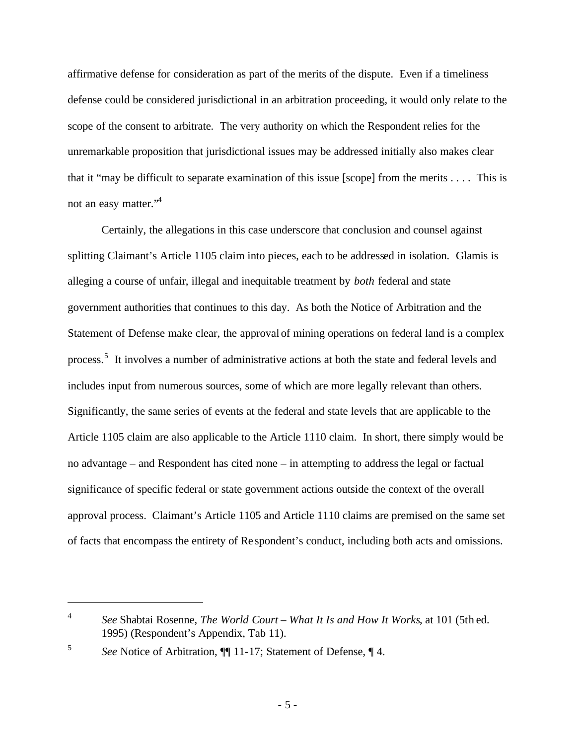affirmative defense for consideration as part of the merits of the dispute. Even if a timeliness defense could be considered jurisdictional in an arbitration proceeding, it would only relate to the scope of the consent to arbitrate. The very authority on which the Respondent relies for the unremarkable proposition that jurisdictional issues may be addressed initially also makes clear that it "may be difficult to separate examination of this issue [scope] from the merits . . . . This is not an easy matter."[4]

Certainly, the allegations in this case underscore that conclusion and counsel against splitting Claimant's Article 1105 claim into pieces, each to be addressed in isolation. Glamis is alleging a course of unfair, illegal and inequitable treatment by *both* federal and state government authorities that continues to this day. As both the Notice of Arbitration and the Statement of Defense make clear, the approval of mining operations on federal land is a complex process.[5] It involves a number of administrative actions at both the state and federal levels and includes input from numerous sources, some of which are more legally relevant than others. Significantly, the same series of events at the federal and state levels that are applicable to the Article 1105 claim are also applicable to the Article 1110 claim. In short, there simply would be no advantage – and Respondent has cited none – in attempting to address the legal or factual significance of specific federal or state government actions outside the context of the overall approval process. Claimant's Article 1105 and Article 1110 claims are premised on the same set of facts that encompass the entirety of Respondent's conduct, including both acts and omissions.

---

[4] *See* Shabtai Rosenne, *The World Court – What It Is and How It Works*, at 101 (5th ed. 1995) (Respondent's Appendix, Tab 11).

[5] *See* Notice of Arbitration, ¶¶ 11-17; Statement of Defense, ¶ 4.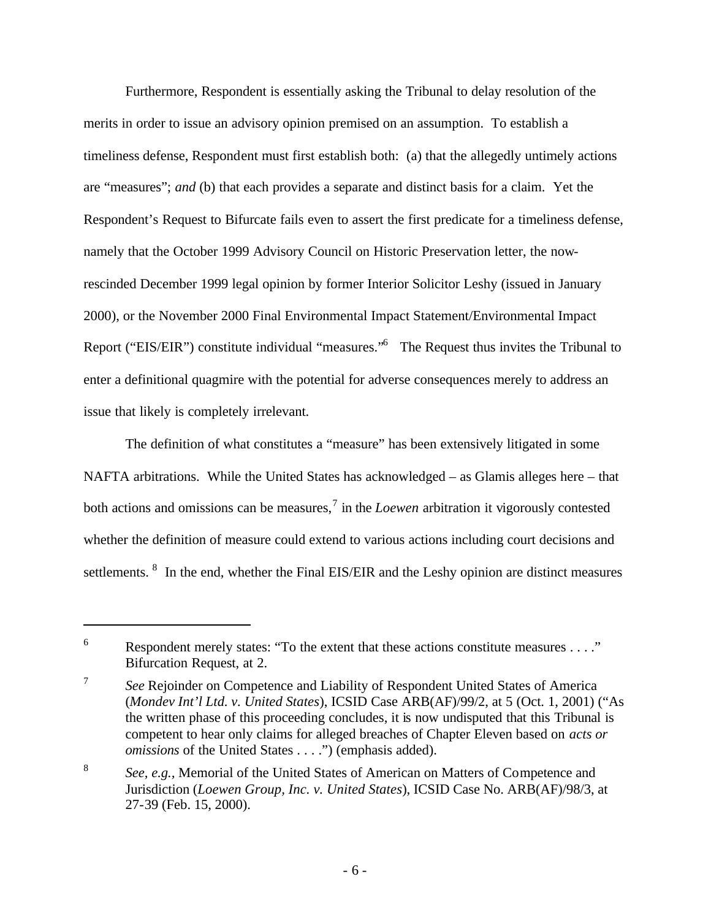Furthermore, Respondent is essentially asking the Tribunal to delay resolution of the merits in order to issue an advisory opinion premised on an assumption. To establish a timeliness defense, Respondent must first establish both: (a) that the allegedly untimely actions are "measures"; *and* (b) that each provides a separate and distinct basis for a claim. Yet the Respondent's Request to Bifurcate fails even to assert the first predicate for a timeliness defense, namely that the October 1999 Advisory Council on Historic Preservation letter, the now-rescinded December 1999 legal opinion by former Interior Solicitor Leshy (issued in January 2000), or the November 2000 Final Environmental Impact Statement/Environmental Impact Report ("EIS/EIR") constitute individual "measures."[6] The Request thus invites the Tribunal to enter a definitional quagmire with the potential for adverse consequences merely to address an issue that likely is completely irrelevant.

The definition of what constitutes a "measure" has been extensively litigated in some NAFTA arbitrations. While the United States has acknowledged – as Glamis alleges here – that both actions and omissions can be measures,[7] in the *Loewen* arbitration it vigorously contested whether the definition of measure could extend to various actions including court decisions and settlements.[8] In the end, whether the Final EIS/EIR and the Leshy opinion are distinct measures

---

[6] Respondent merely states: "To the extent that these actions constitute measures . . . ." Bifurcation Request, at 2.

[7] *See* Rejoinder on Competence and Liability of Respondent United States of America (*Mondev Int'l Ltd. v. United States*), ICSID Case ARB(AF)/99/2, at 5 (Oct. 1, 2001) ("As the written phase of this proceeding concludes, it is now undisputed that this Tribunal is competent to hear only claims for alleged breaches of Chapter Eleven based on *acts or omissions* of the United States . . . .") (emphasis added).

[8] *See, e.g.*, Memorial of the United States of American on Matters of Competence and Jurisdiction (*Loewen Group, Inc. v. United States*), ICSID Case No. ARB(AF)/98/3, at 27-39 (Feb. 15, 2000).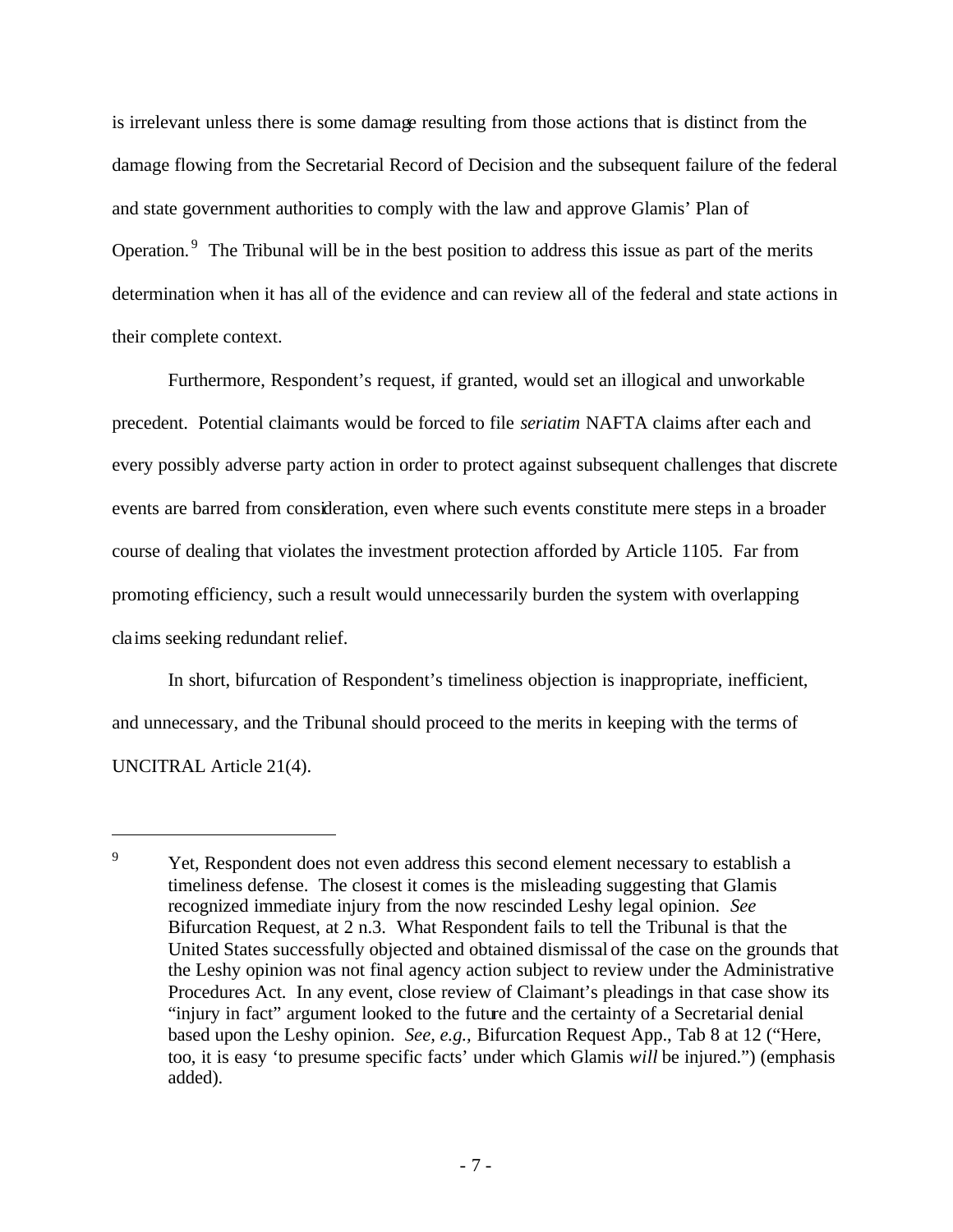is irrelevant unless there is some damage resulting from those actions that is distinct from the damage flowing from the Secretarial Record of Decision and the subsequent failure of the federal and state government authorities to comply with the law and approve Glamis' Plan of Operation.[9] The Tribunal will be in the best position to address this issue as part of the merits determination when it has all of the evidence and can review all of the federal and state actions in their complete context.

Furthermore, Respondent's request, if granted, would set an illogical and unworkable precedent. Potential claimants would be forced to file *seriatim* NAFTA claims after each and every possibly adverse party action in order to protect against subsequent challenges that discrete events are barred from consideration, even where such events constitute mere steps in a broader course of dealing that violates the investment protection afforded by Article 1105. Far from promoting efficiency, such a result would unnecessarily burden the system with overlapping claims seeking redundant relief.

In short, bifurcation of Respondent's timeliness objection is inappropriate, inefficient, and unnecessary, and the Tribunal should proceed to the merits in keeping with the terms of UNCITRAL Article 21(4).

---

[9] Yet, Respondent does not even address this second element necessary to establish a timeliness defense. The closest it comes is the misleading suggesting that Glamis recognized immediate injury from the now rescinded Leshy legal opinion. *See* Bifurcation Request, at 2 n.3. What Respondent fails to tell the Tribunal is that the United States successfully objected and obtained dismissal of the case on the grounds that the Leshy opinion was not final agency action subject to review under the Administrative Procedures Act. In any event, close review of Claimant's pleadings in that case show its "injury in fact" argument looked to the future and the certainty of a Secretarial denial based upon the Leshy opinion. *See, e.g.,* Bifurcation Request App., Tab 8 at 12 ("Here, too, it is easy 'to presume specific facts' under which Glamis *will* be injured.") (emphasis added).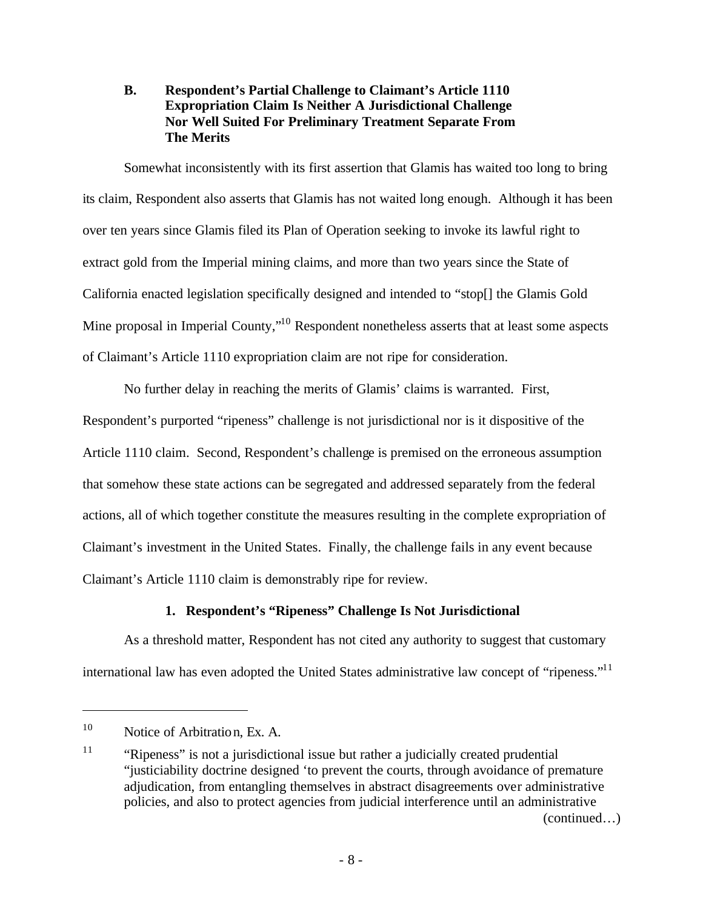### B. Respondent's Partial Challenge to Claimant's Article 1110 Expropriation Claim Is Neither A Jurisdictional Challenge Nor Well Suited For Preliminary Treatment Separate From The Merits

Somewhat inconsistently with its first assertion that Glamis has waited too long to bring its claim, Respondent also asserts that Glamis has not waited long enough. Although it has been over ten years since Glamis filed its Plan of Operation seeking to invoke its lawful right to extract gold from the Imperial mining claims, and more than two years since the State of California enacted legislation specifically designed and intended to "stop[] the Glamis Gold Mine proposal in Imperial County,"[10] Respondent nonetheless asserts that at least some aspects of Claimant's Article 1110 expropriation claim are not ripe for consideration.

No further delay in reaching the merits of Glamis' claims is warranted. First, Respondent's purported "ripeness" challenge is not jurisdictional nor is it dispositive of the Article 1110 claim. Second, Respondent's challenge is premised on the erroneous assumption that somehow these state actions can be segregated and addressed separately from the federal actions, all of which together constitute the measures resulting in the complete expropriation of Claimant's investment in the United States. Finally, the challenge fails in any event because Claimant's Article 1110 claim is demonstrably ripe for review.

#### 1. Respondent's "Ripeness" Challenge Is Not Jurisdictional

As a threshold matter, Respondent has not cited any authority to suggest that customary international law has even adopted the United States administrative law concept of "ripeness."[11]

---

[10] Notice of Arbitration, Ex. A.

[11] "Ripeness" is not a jurisdictional issue but rather a judicially created prudential "justiciability doctrine designed 'to prevent the courts, through avoidance of premature adjudication, from entangling themselves in abstract disagreements over administrative policies, and also to protect agencies from judicial interference until an administrative (continued…)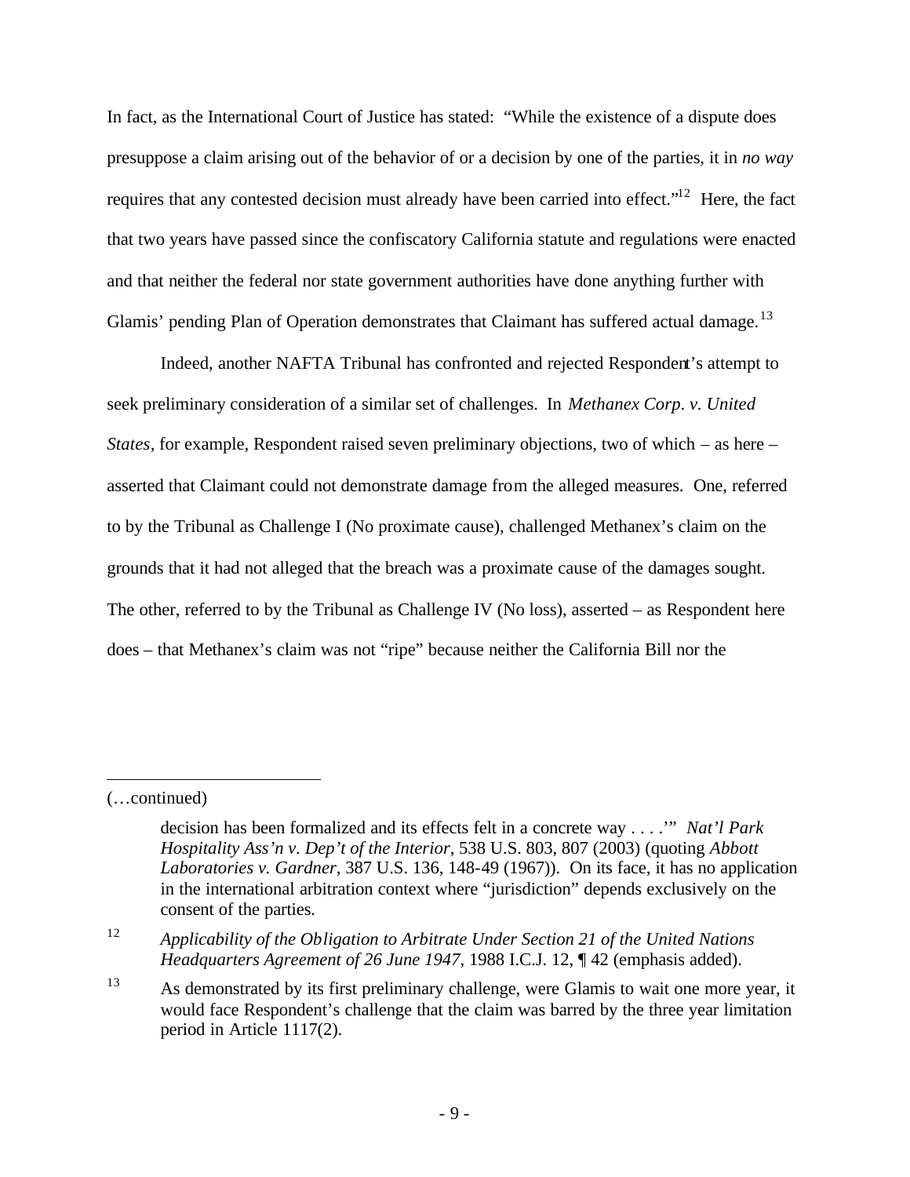In fact, as the International Court of Justice has stated: "While the existence of a dispute does presuppose a claim arising out of the behavior of or a decision by one of the parties, it in *no way* requires that any contested decision must already have been carried into effect."[12] Here, the fact that two years have passed since the confiscatory California statute and regulations were enacted and that neither the federal nor state government authorities have done anything further with Glamis' pending Plan of Operation demonstrates that Claimant has suffered actual damage.[13]

Indeed, another NAFTA Tribunal has confronted and rejected Respondent's attempt to seek preliminary consideration of a similar set of challenges. In *Methanex Corp. v. United States*, for example, Respondent raised seven preliminary objections, two of which – as here – asserted that Claimant could not demonstrate damage from the alleged measures. One, referred to by the Tribunal as Challenge I (No proximate cause), challenged Methanex's claim on the grounds that it had not alleged that the breach was a proximate cause of the damages sought. The other, referred to by the Tribunal as Challenge IV (No loss), asserted – as Respondent here does – that Methanex's claim was not "ripe" because neither the California Bill nor the

---

(…continued)

decision has been formalized and its effects felt in a concrete way . . . .'" *Nat'l Park Hospitality Ass'n v. Dep't of the Interior*, 538 U.S. 803, 807 (2003) (quoting *Abbott Laboratories v. Gardner*, 387 U.S. 136, 148-49 (1967)). On its face, it has no application in the international arbitration context where "jurisdiction" depends exclusively on the consent of the parties.

[12] *Applicability of the Obligation to Arbitrate Under Section 21 of the United Nations Headquarters Agreement of 26 June 1947*, 1988 I.C.J. 12, ¶ 42 (emphasis added).

[13] As demonstrated by its first preliminary challenge, were Glamis to wait one more year, it would face Respondent's challenge that the claim was barred by the three year limitation period in Article 1117(2).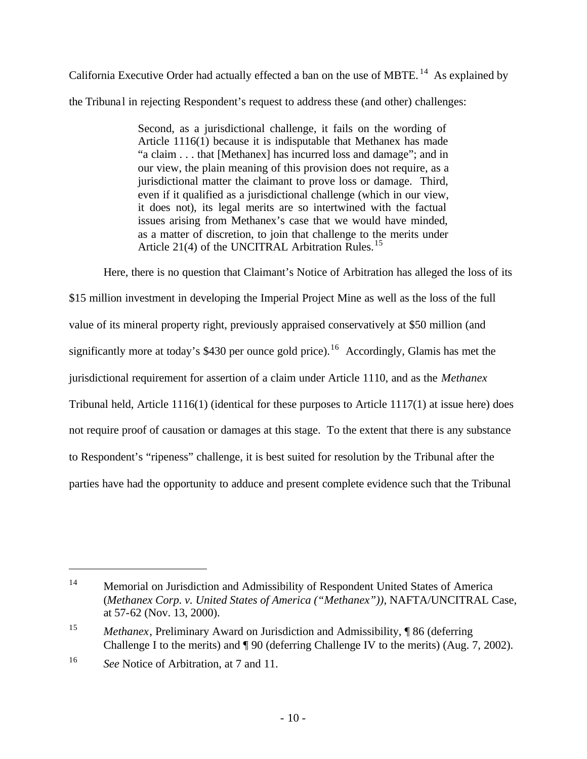California Executive Order had actually effected a ban on the use of MBTE.[14] As explained by the Tribunal in rejecting Respondent's request to address these (and other) challenges:

> Second, as a jurisdictional challenge, it fails on the wording of Article 1116(1) because it is indisputable that Methanex has made "a claim . . . that [Methanex] has incurred loss and damage"; and in our view, the plain meaning of this provision does not require, as a jurisdictional matter the claimant to prove loss or damage. Third, even if it qualified as a jurisdictional challenge (which in our view, it does not), its legal merits are so intertwined with the factual issues arising from Methanex's case that we would have minded, as a matter of discretion, to join that challenge to the merits under Article 21(4) of the UNCITRAL Arbitration Rules.[15]

Here, there is no question that Claimant's Notice of Arbitration has alleged the loss of its $15 million investment in developing the Imperial Project Mine as well as the loss of the full value of its mineral property right, previously appraised conservatively at $50 million (and significantly more at today's $430 per ounce gold price).[16] Accordingly, Glamis has met the jurisdictional requirement for assertion of a claim under Article 1110, and as the *Methanex* Tribunal held, Article 1116(1) (identical for these purposes to Article 1117(1) at issue here) does not require proof of causation or damages at this stage. To the extent that there is any substance to Respondent's "ripeness" challenge, it is best suited for resolution by the Tribunal after the parties have had the opportunity to adduce and present complete evidence such that the Tribunal

---

[14] Memorial on Jurisdiction and Admissibility of Respondent United States of America (*Methanex Corp. v. United States of America ("Methanex")*), NAFTA/UNCITRAL Case, at 57-62 (Nov. 13, 2000).

[15] *Methanex*, Preliminary Award on Jurisdiction and Admissibility, ¶ 86 (deferring Challenge I to the merits) and ¶ 90 (deferring Challenge IV to the merits) (Aug. 7, 2002).

[16] *See* Notice of Arbitration, at 7 and 11.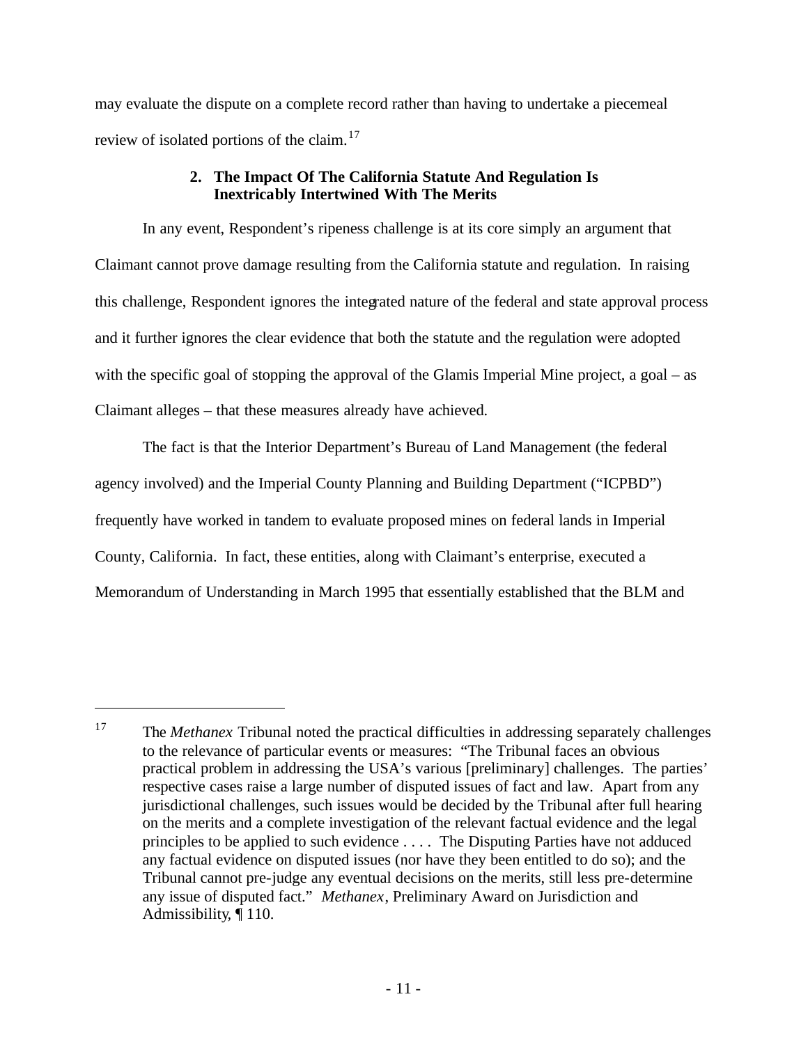may evaluate the dispute on a complete record rather than having to undertake a piecemeal review of isolated portions of the claim.[17]

**2. The Impact Of The California Statute And Regulation Is Inextricably Intertwined With The Merits**

In any event, Respondent's ripeness challenge is at its core simply an argument that Claimant cannot prove damage resulting from the California statute and regulation. In raising this challenge, Respondent ignores the integrated nature of the federal and state approval process and it further ignores the clear evidence that both the statute and the regulation were adopted with the specific goal of stopping the approval of the Glamis Imperial Mine project, a goal – as Claimant alleges – that these measures already have achieved.

The fact is that the Interior Department's Bureau of Land Management (the federal agency involved) and the Imperial County Planning and Building Department ("ICPBD") frequently have worked in tandem to evaluate proposed mines on federal lands in Imperial County, California. In fact, these entities, along with Claimant's enterprise, executed a Memorandum of Understanding in March 1995 that essentially established that the BLM and

---

[17] The *Methanex* Tribunal noted the practical difficulties in addressing separately challenges to the relevance of particular events or measures: "The Tribunal faces an obvious practical problem in addressing the USA's various [preliminary] challenges. The parties' respective cases raise a large number of disputed issues of fact and law. Apart from any jurisdictional challenges, such issues would be decided by the Tribunal after full hearing on the merits and a complete investigation of the relevant factual evidence and the legal principles to be applied to such evidence . . . . The Disputing Parties have not adduced any factual evidence on disputed issues (nor have they been entitled to do so); and the Tribunal cannot pre-judge any eventual decisions on the merits, still less pre-determine any issue of disputed fact." *Methanex*, Preliminary Award on Jurisdiction and Admissibility, ¶ 110.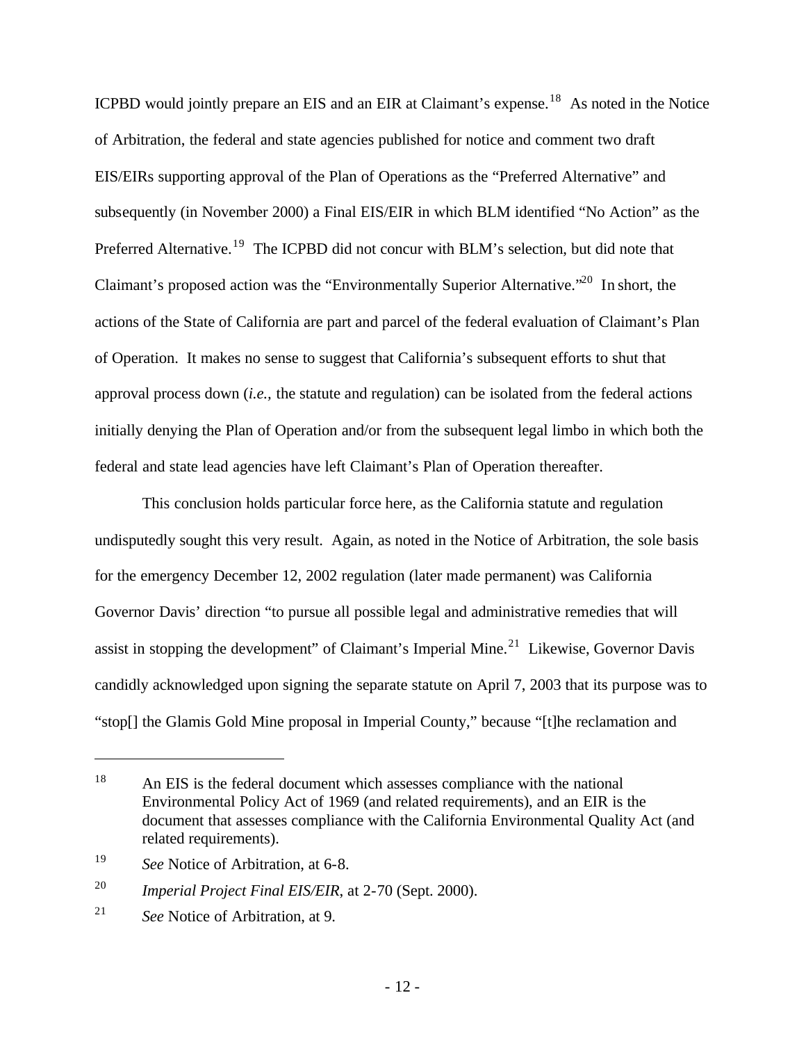ICPBD would jointly prepare an EIS and an EIR at Claimant's expense.[18] As noted in the Notice of Arbitration, the federal and state agencies published for notice and comment two draft EIS/EIRs supporting approval of the Plan of Operations as the "Preferred Alternative" and subsequently (in November 2000) a Final EIS/EIR in which BLM identified "No Action" as the Preferred Alternative.[19] The ICPBD did not concur with BLM's selection, but did note that Claimant's proposed action was the "Environmentally Superior Alternative."[20] In short, the actions of the State of California are part and parcel of the federal evaluation of Claimant's Plan of Operation. It makes no sense to suggest that California's subsequent efforts to shut that approval process down (*i.e.,* the statute and regulation) can be isolated from the federal actions initially denying the Plan of Operation and/or from the subsequent legal limbo in which both the federal and state lead agencies have left Claimant's Plan of Operation thereafter.

This conclusion holds particular force here, as the California statute and regulation undisputedly sought this very result. Again, as noted in the Notice of Arbitration, the sole basis for the emergency December 12, 2002 regulation (later made permanent) was California Governor Davis' direction "to pursue all possible legal and administrative remedies that will assist in stopping the development" of Claimant's Imperial Mine.[21] Likewise, Governor Davis candidly acknowledged upon signing the separate statute on April 7, 2003 that its purpose was to "stop[] the Glamis Gold Mine proposal in Imperial County," because "[t]he reclamation and

---

[18] An EIS is the federal document which assesses compliance with the national Environmental Policy Act of 1969 (and related requirements), and an EIR is the document that assesses compliance with the California Environmental Quality Act (and related requirements).

[19] *See* Notice of Arbitration, at 6-8.

[20] *Imperial Project Final EIS/EIR*, at 2-70 (Sept. 2000).

[21] *See* Notice of Arbitration, at 9.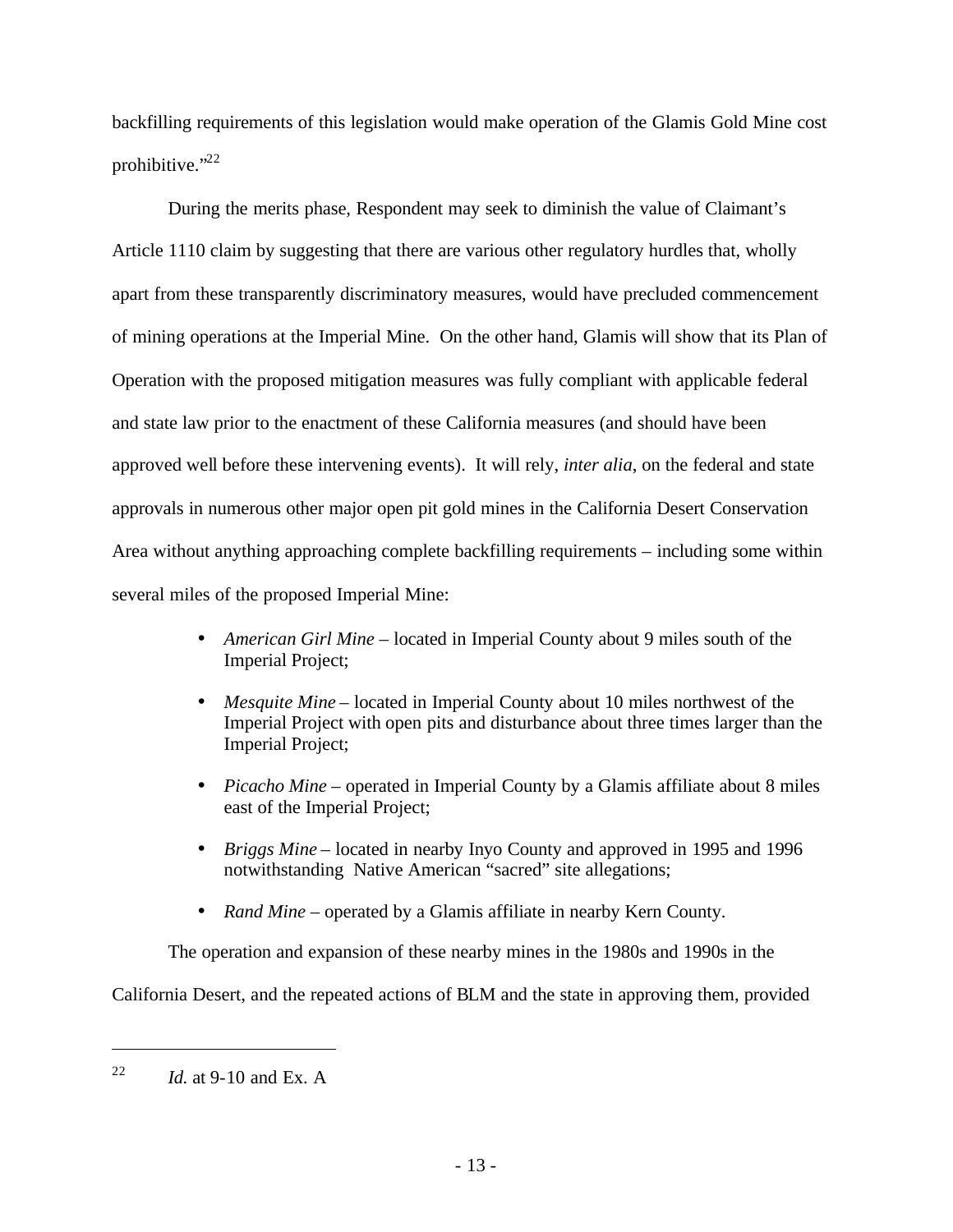backfilling requirements of this legislation would make operation of the Glamis Gold Mine cost prohibitive."[22]

During the merits phase, Respondent may seek to diminish the value of Claimant's Article 1110 claim by suggesting that there are various other regulatory hurdles that, wholly apart from these transparently discriminatory measures, would have precluded commencement of mining operations at the Imperial Mine. On the other hand, Glamis will show that its Plan of Operation with the proposed mitigation measures was fully compliant with applicable federal and state law prior to the enactment of these California measures (and should have been approved well before these intervening events). It will rely, *inter alia*, on the federal and state approvals in numerous other major open pit gold mines in the California Desert Conservation Area without anything approaching complete backfilling requirements – including some within several miles of the proposed Imperial Mine:

- *American Girl Mine* – located in Imperial County about 9 miles south of the Imperial Project;
- *Mesquite Mine* – located in Imperial County about 10 miles northwest of the Imperial Project with open pits and disturbance about three times larger than the Imperial Project;
- *Picacho Mine* – operated in Imperial County by a Glamis affiliate about 8 miles east of the Imperial Project;
- *Briggs Mine* – located in nearby Inyo County and approved in 1995 and 1996 notwithstanding Native American "sacred" site allegations;
- *Rand Mine* – operated by a Glamis affiliate in nearby Kern County.

The operation and expansion of these nearby mines in the 1980s and 1990s in the California Desert, and the repeated actions of BLM and the state in approving them, provided

---

[22] *Id.* at 9-10 and Ex. A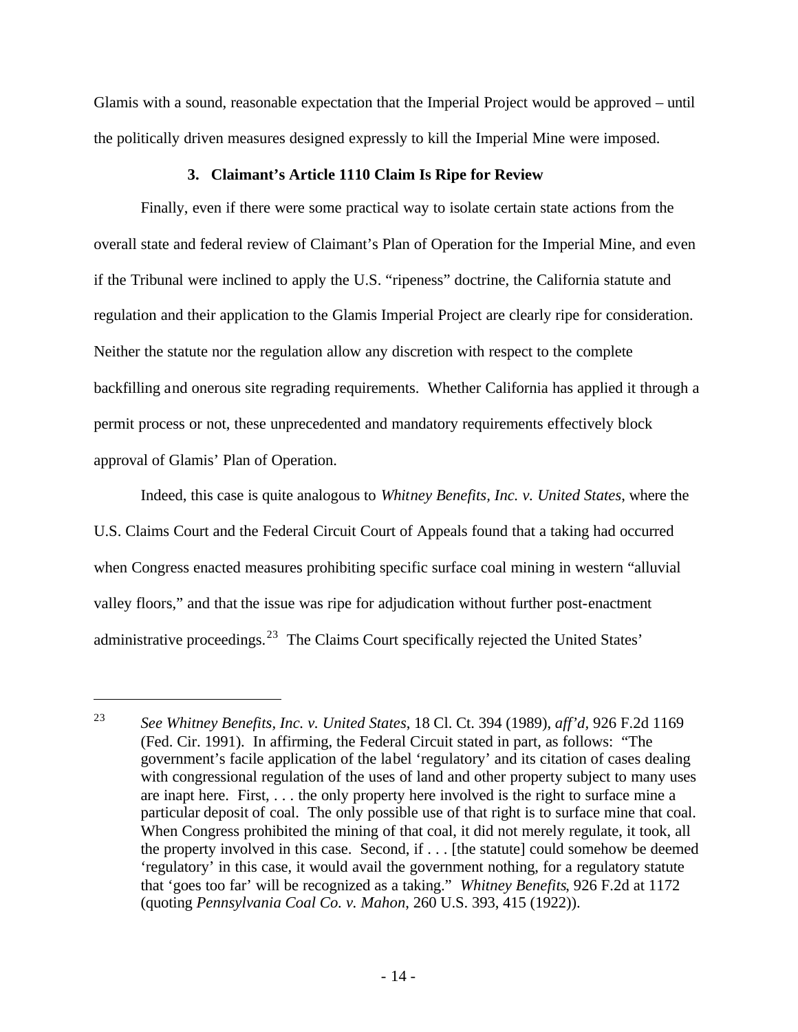Glamis with a sound, reasonable expectation that the Imperial Project would be approved – until the politically driven measures designed expressly to kill the Imperial Mine were imposed.

### 3. Claimant's Article 1110 Claim Is Ripe for Review

Finally, even if there were some practical way to isolate certain state actions from the overall state and federal review of Claimant's Plan of Operation for the Imperial Mine, and even if the Tribunal were inclined to apply the U.S. "ripeness" doctrine, the California statute and regulation and their application to the Glamis Imperial Project are clearly ripe for consideration. Neither the statute nor the regulation allow any discretion with respect to the complete backfilling and onerous site regrading requirements. Whether California has applied it through a permit process or not, these unprecedented and mandatory requirements effectively block approval of Glamis' Plan of Operation.

Indeed, this case is quite analogous to *Whitney Benefits, Inc. v. United States*, where the U.S. Claims Court and the Federal Circuit Court of Appeals found that a taking had occurred when Congress enacted measures prohibiting specific surface coal mining in western "alluvial valley floors," and that the issue was ripe for adjudication without further post-enactment administrative proceedings.[23] The Claims Court specifically rejected the United States'

---

[23] *See Whitney Benefits, Inc. v. United States*, 18 Cl. Ct. 394 (1989), *aff'd*, 926 F.2d 1169 (Fed. Cir. 1991). In affirming, the Federal Circuit stated in part, as follows: "The government's facile application of the label 'regulatory' and its citation of cases dealing with congressional regulation of the uses of land and other property subject to many uses are inapt here. First, . . . the only property here involved is the right to surface mine a particular deposit of coal. The only possible use of that right is to surface mine that coal. When Congress prohibited the mining of that coal, it did not merely regulate, it took, all the property involved in this case. Second, if . . . [the statute] could somehow be deemed 'regulatory' in this case, it would avail the government nothing, for a regulatory statute that 'goes too far' will be recognized as a taking." *Whitney Benefits*, 926 F.2d at 1172 (quoting *Pennsylvania Coal Co. v. Mahon*, 260 U.S. 393, 415 (1922)).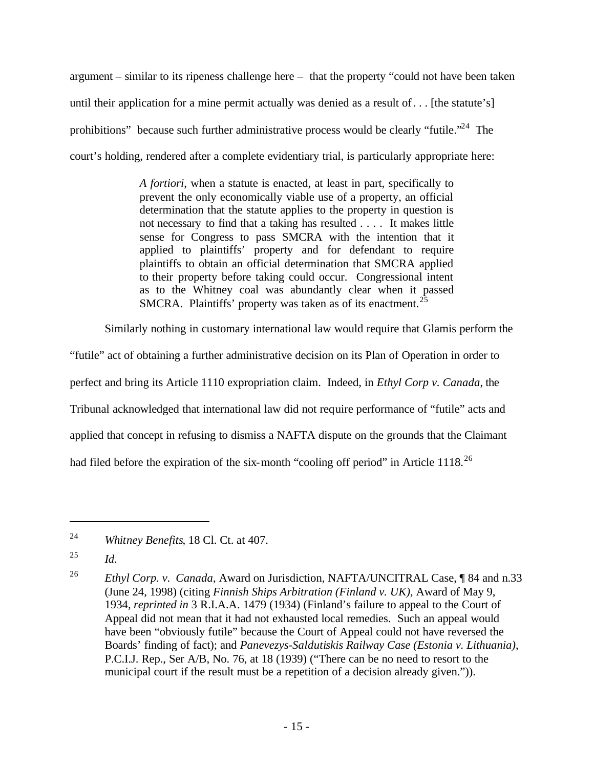argument – similar to its ripeness challenge here – that the property "could not have been taken until their application for a mine permit actually was denied as a result of . . . [the statute's] prohibitions" because such further administrative process would be clearly "futile."[24] The court's holding, rendered after a complete evidentiary trial, is particularly appropriate here:

> *A fortiori*, when a statute is enacted, at least in part, specifically to prevent the only economically viable use of a property, an official determination that the statute applies to the property in question is not necessary to find that a taking has resulted . . . . It makes little sense for Congress to pass SMCRA with the intention that it applied to plaintiffs' property and for defendant to require plaintiffs to obtain an official determination that SMCRA applied to their property before taking could occur. Congressional intent as to the Whitney coal was abundantly clear when it passed SMCRA. Plaintiffs' property was taken as of its enactment.[25]

Similarly nothing in customary international law would require that Glamis perform the "futile" act of obtaining a further administrative decision on its Plan of Operation in order to perfect and bring its Article 1110 expropriation claim. Indeed, in *Ethyl Corp v. Canada*, the Tribunal acknowledged that international law did not require performance of "futile" acts and applied that concept in refusing to dismiss a NAFTA dispute on the grounds that the Claimant had filed before the expiration of the six-month "cooling off period" in Article 1118.[26]

---

[24] *Whitney Benefits*, 18 Cl. Ct. at 407.

[25] *Id.*

[26] *Ethyl Corp. v. Canada*, Award on Jurisdiction, NAFTA/UNCITRAL Case, ¶ 84 and n.33 (June 24, 1998) (citing *Finnish Ships Arbitration (Finland v. UK)*, Award of May 9, 1934, *reprinted in* 3 R.I.A.A. 1479 (1934) (Finland's failure to appeal to the Court of Appeal did not mean that it had not exhausted local remedies. Such an appeal would have been "obviously futile" because the Court of Appeal could not have reversed the Boards' finding of fact); and *Panevezys-Saldutiskis Railway Case (Estonia v. Lithuania)*, P.C.I.J. Rep., Ser A/B, No. 76, at 18 (1939) ("There can be no need to resort to the municipal court if the result must be a repetition of a decision already given.")).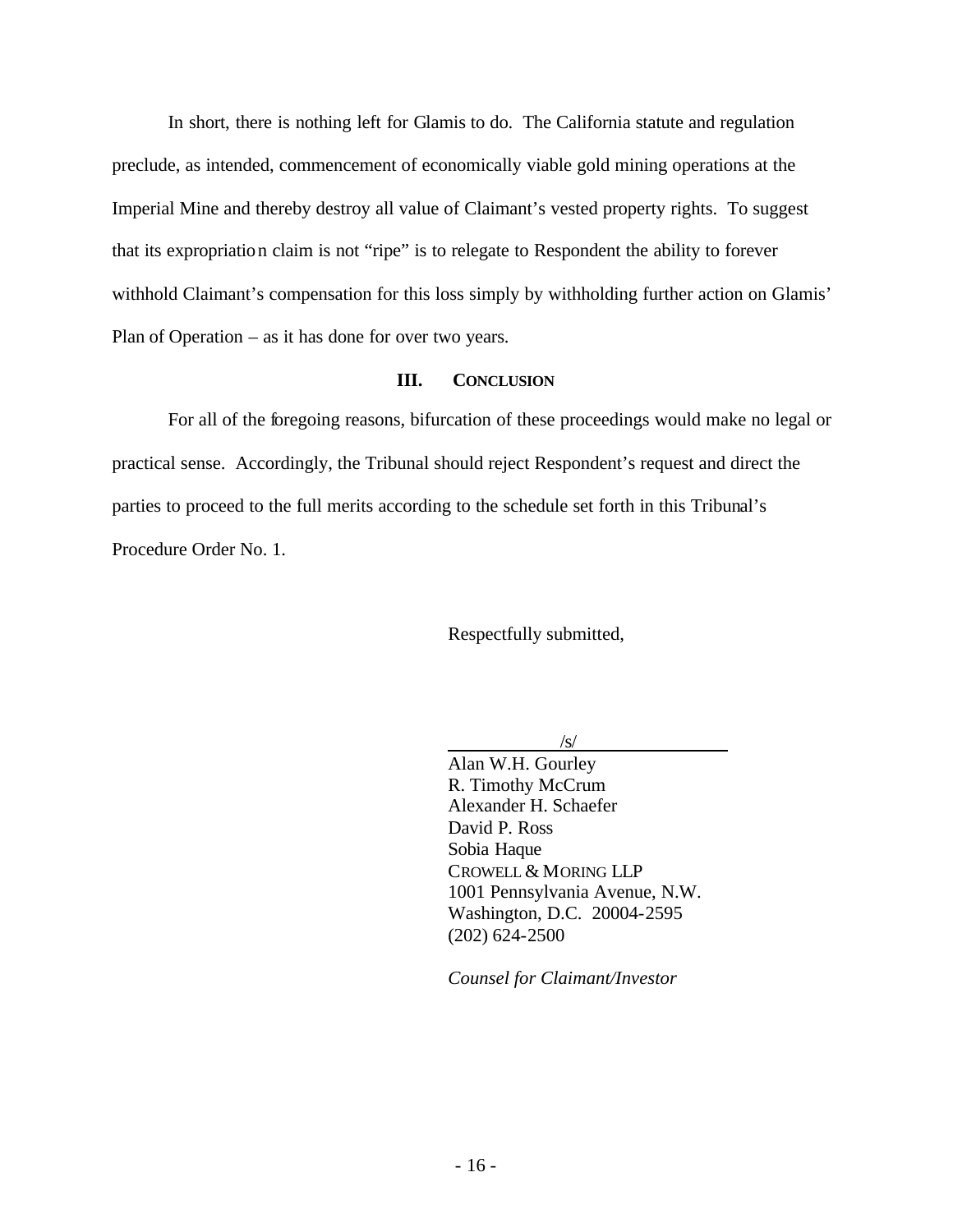In short, there is nothing left for Glamis to do. The California statute and regulation preclude, as intended, commencement of economically viable gold mining operations at the Imperial Mine and thereby destroy all value of Claimant's vested property rights. To suggest that its expropriation claim is not "ripe" is to relegate to Respondent the ability to forever withhold Claimant's compensation for this loss simply by withholding further action on Glamis' Plan of Operation – as it has done for over two years.

## III. CONCLUSION

For all of the foregoing reasons, bifurcation of these proceedings would make no legal or practical sense. Accordingly, the Tribunal should reject Respondent's request and direct the parties to proceed to the full merits according to the schedule set forth in this Tribunal's Procedure Order No. 1.

Respectfully submitted,

/s/

Alan W.H. Gourley
R. Timothy McCrum
Alexander H. Schaefer
David P. Ross
Sobia Haque
CROWELL & MORING LLP
1001 Pennsylvania Avenue, N.W.
Washington, D.C. 20004-2595
(202) 624-2500

*Counsel for Claimant/Investor*